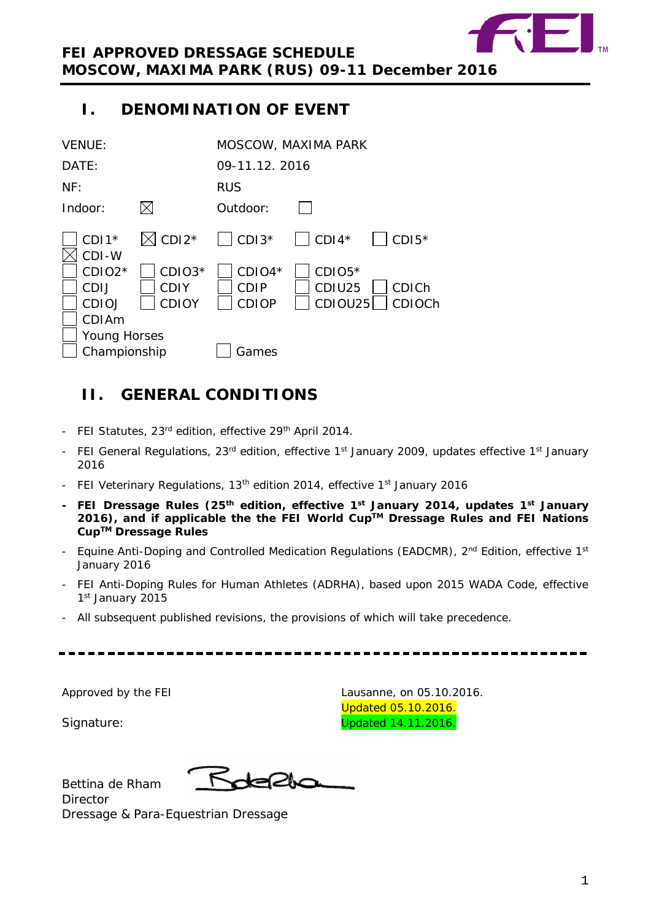**FEI APPROVED DRESSAGE SCHEDULE**
**MOSCOW, MAXIMA PARK (RUS) 09-11 December 2016**

## I. DENOMINATION OF EVENT

| | |
|---|---|
| VENUE: | MOSCOW, MAXIMA PARK |
| DATE: | 09-11.12. 2016 |
| NF: | RUS |
| Indoor: ☒ | Outdoor: ☐ |

| | | | | |
|---|---|---|---|---|
| ☐ CDI1* | ☒ CDI2* | ☐ CDI3* | ☐ CDI4* | ☐ CDI5* |
| ☒ CDI-W | | | | |
| ☐ CDIO2* | ☐ CDIO3* | ☐ CDIO4* | ☐ CDIO5* | |
| ☐ CDIJ | ☐ CDIY | ☐ CDIP | ☐ CDIU25 | ☐ CDICh |
| ☐ CDIOJ | ☐ CDIOY | ☐ CDIOP | ☐ CDIOU25 | ☐ CDIOCh |
| ☐ CDIAm | | | | |
| ☐ Young Horses Championship | | ☐ Games | | |

## II. GENERAL CONDITIONS

- FEI Statutes, 23rd edition, effective 29th April 2014.
- FEI General Regulations, 23rd edition, effective 1st January 2009, updates effective 1st January 2016
- FEI Veterinary Regulations, 13th edition 2014, effective 1st January 2016
- **FEI Dressage Rules (25th edition, effective 1st January 2014, updates 1st January 2016), and if applicable the the FEI World Cup™ Dressage Rules and FEI Nations Cup™ Dressage Rules**
- Equine Anti-Doping and Controlled Medication Regulations (EADCMR), 2nd Edition, effective 1st January 2016
- FEI Anti-Doping Rules for Human Athletes (ADRHA), based upon 2015 WADA Code, effective 1st January 2015
- All subsequent published revisions, the provisions of which will take precedence.

---

Approved by the FEI

Signature:

Lausanne, on 05.10.2016.
Updated 05.10.2016.
Updated 14.11.2016.

Bettina de Rham
Director
Dressage & Para-Equestrian Dressage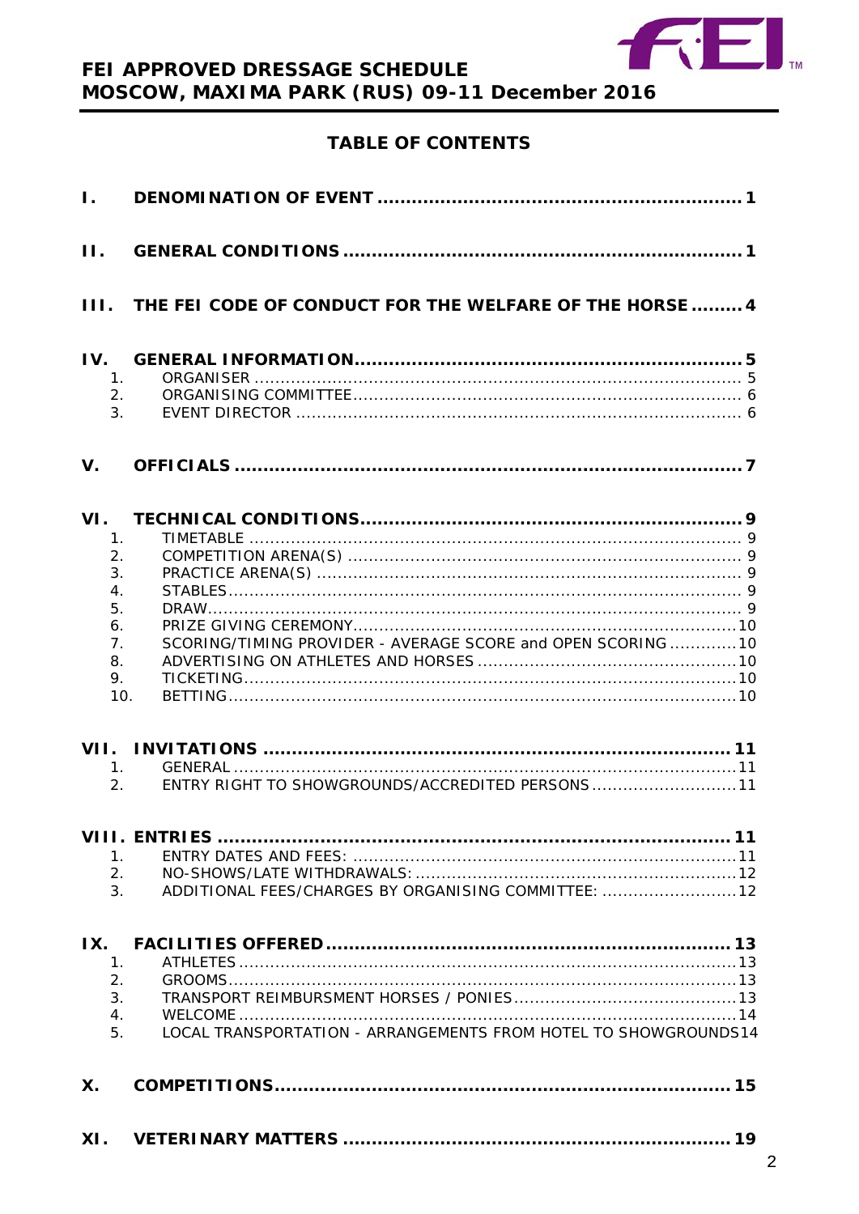# TABLE OF CONTENTS

I. DENOMINATION OF EVENT ................................................................ 1

II. GENERAL CONDITIONS ....................................................................... 1

III. THE FEI CODE OF CONDUCT FOR THE WELFARE OF THE HORSE ......... 4

IV. GENERAL INFORMATION.................................................................... 5
1. ORGANISER ............................................................................................ 5
2. ORGANISING COMMITTEE .......................................................................... 6
3. EVENT DIRECTOR ..................................................................................... 6

V. OFFICIALS .......................................................................................... 7

VI. TECHNICAL CONDITIONS.................................................................... 9
1. TIMETABLE .............................................................................................. 9
2. COMPETITION ARENA(S) ........................................................................... 9
3. PRACTICE ARENA(S) ................................................................................. 9
4. STABLES.................................................................................................. 9
5. DRAW...................................................................................................... 9
6. PRIZE GIVING CEREMONY.........................................................................10
7. SCORING/TIMING PROVIDER - AVERAGE SCORE and OPEN SCORING .............10
8. ADVERTISING ON ATHLETES AND HORSES ..................................................10
9. TICKETING..............................................................................................10
10. BETTING..................................................................................................10

VII. INVITATIONS ................................................................................... 11
1. GENERAL ................................................................................................11
2. ENTRY RIGHT TO SHOWGROUNDS/ACCREDITED PERSONS ............................11

VIII. ENTRIES ........................................................................................... 11
1. ENTRY DATES AND FEES: .........................................................................11
2. NO-SHOWS/LATE WITHDRAWALS: .............................................................12
3. ADDITIONAL FEES/CHARGES BY ORGANISING COMMITTEE: ..........................12

IX. FACILITIES OFFERED ....................................................................... 13
1. ATHLETES ...............................................................................................13
2. GROOMS.................................................................................................13
3. TRANSPORT REIMBURSMENT HORSES / PONIES ...........................................13
4. WELCOME ...............................................................................................14
5. LOCAL TRANSPORTATION - ARRANGEMENTS FROM HOTEL TO SHOWGROUNDS14

X. COMPETITIONS.................................................................................. 15

XI. VETERINARY MATTERS ..................................................................... 19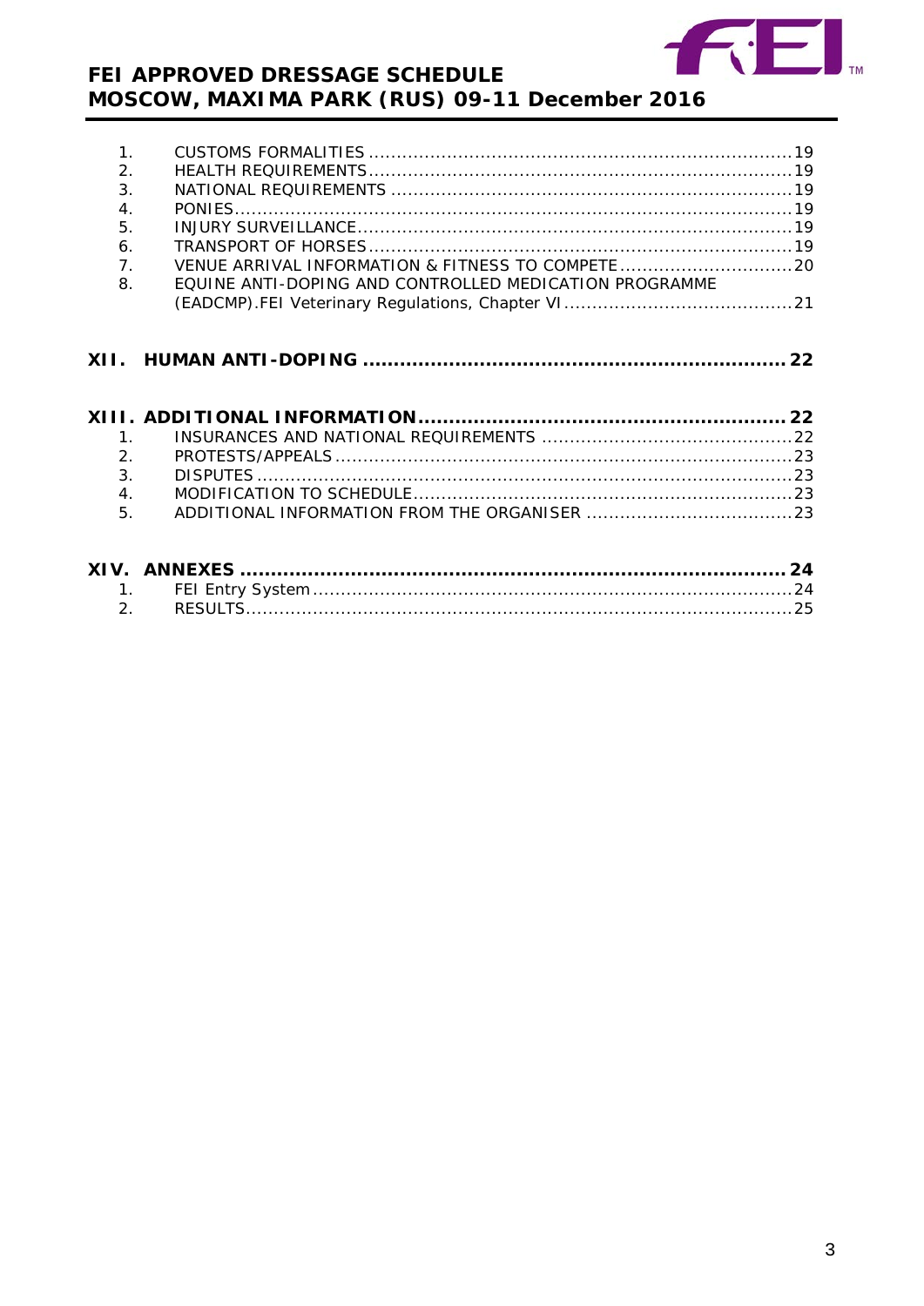1. CUSTOMS FORMALITIES ........................................................................... 19
2. HEALTH REQUIREMENTS ........................................................................... 19
3. NATIONAL REQUIREMENTS ....................................................................... 19
4. PONIES ..................................................................................................... 19
5. INJURY SURVEILLANCE ............................................................................. 19
6. TRANSPORT OF HORSES ........................................................................... 19
7. VENUE ARRIVAL INFORMATION & FITNESS TO COMPETE ............................... 20
8. EQUINE ANTI-DOPING AND CONTROLLED MEDICATION PROGRAMME (EADCMP).FEI Veterinary Regulations, Chapter VI ......................................... 21

**XII. HUMAN ANTI-DOPING ................................................................... 22**

**XIII. ADDITIONAL INFORMATION ........................................................... 22**

1. INSURANCES AND NATIONAL REQUIREMENTS ............................................. 22
2. PROTESTS/APPEALS ................................................................................. 23
3. DISPUTES ................................................................................................. 23
4. MODIFICATION TO SCHEDULE .................................................................... 23
5. ADDITIONAL INFORMATION FROM THE ORGANISER ..................................... 23

**XIV. ANNEXES ....................................................................................... 24**

1. FEI Entry System ....................................................................................... 24
2. RESULTS ................................................................................................... 25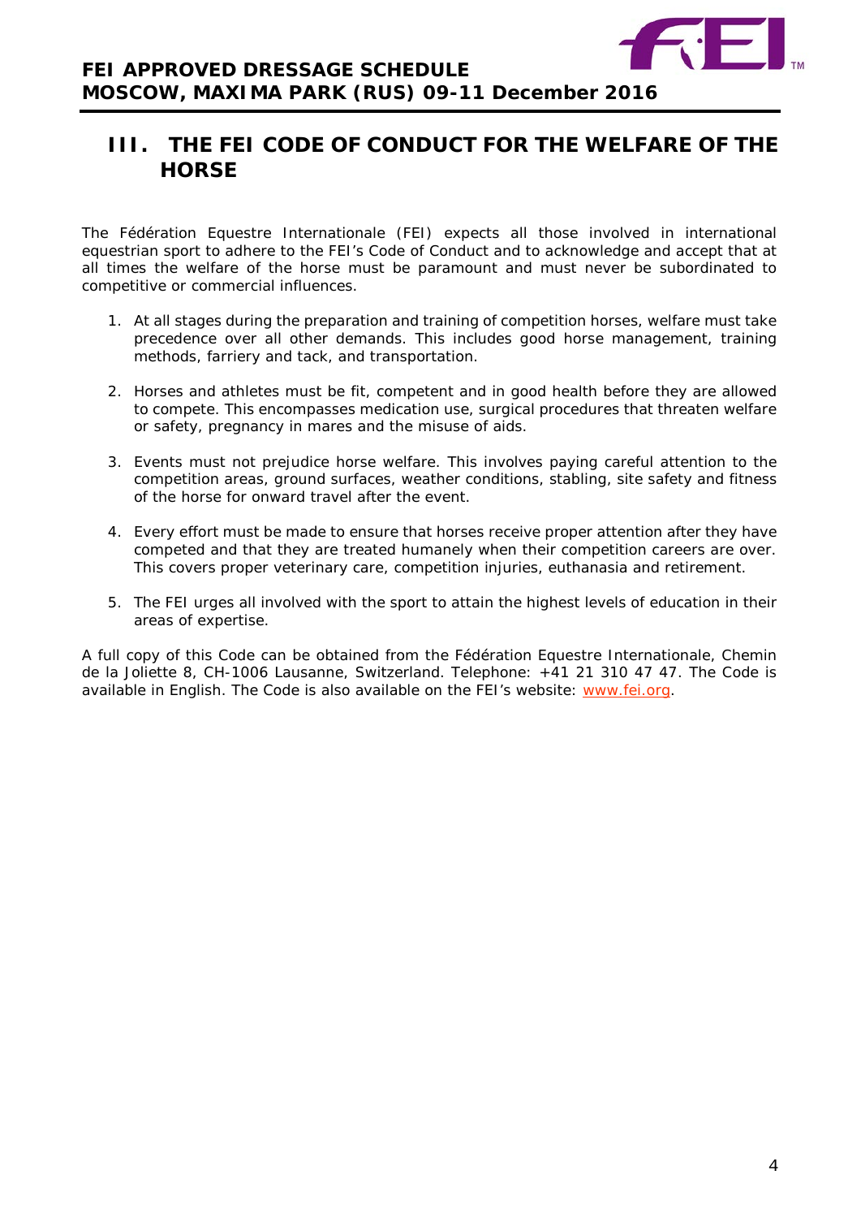# III. THE FEI CODE OF CONDUCT FOR THE WELFARE OF THE HORSE

The Fédération Equestre Internationale (FEI) expects all those involved in international equestrian sport to adhere to the FEI's Code of Conduct and to acknowledge and accept that at all times the welfare of the horse must be paramount and must never be subordinated to competitive or commercial influences.

1. At all stages during the preparation and training of competition horses, welfare must take precedence over all other demands. This includes good horse management, training methods, farriery and tack, and transportation.

2. Horses and athletes must be fit, competent and in good health before they are allowed to compete. This encompasses medication use, surgical procedures that threaten welfare or safety, pregnancy in mares and the misuse of aids.

3. Events must not prejudice horse welfare. This involves paying careful attention to the competition areas, ground surfaces, weather conditions, stabling, site safety and fitness of the horse for onward travel after the event.

4. Every effort must be made to ensure that horses receive proper attention after they have competed and that they are treated humanely when their competition careers are over. This covers proper veterinary care, competition injuries, euthanasia and retirement.

5. The FEI urges all involved with the sport to attain the highest levels of education in their areas of expertise.

A full copy of this Code can be obtained from the Fédération Equestre Internationale, Chemin de la Joliette 8, CH-1006 Lausanne, Switzerland. Telephone: +41 21 310 47 47. The Code is available in English. The Code is also available on the FEI's website: www.fei.org.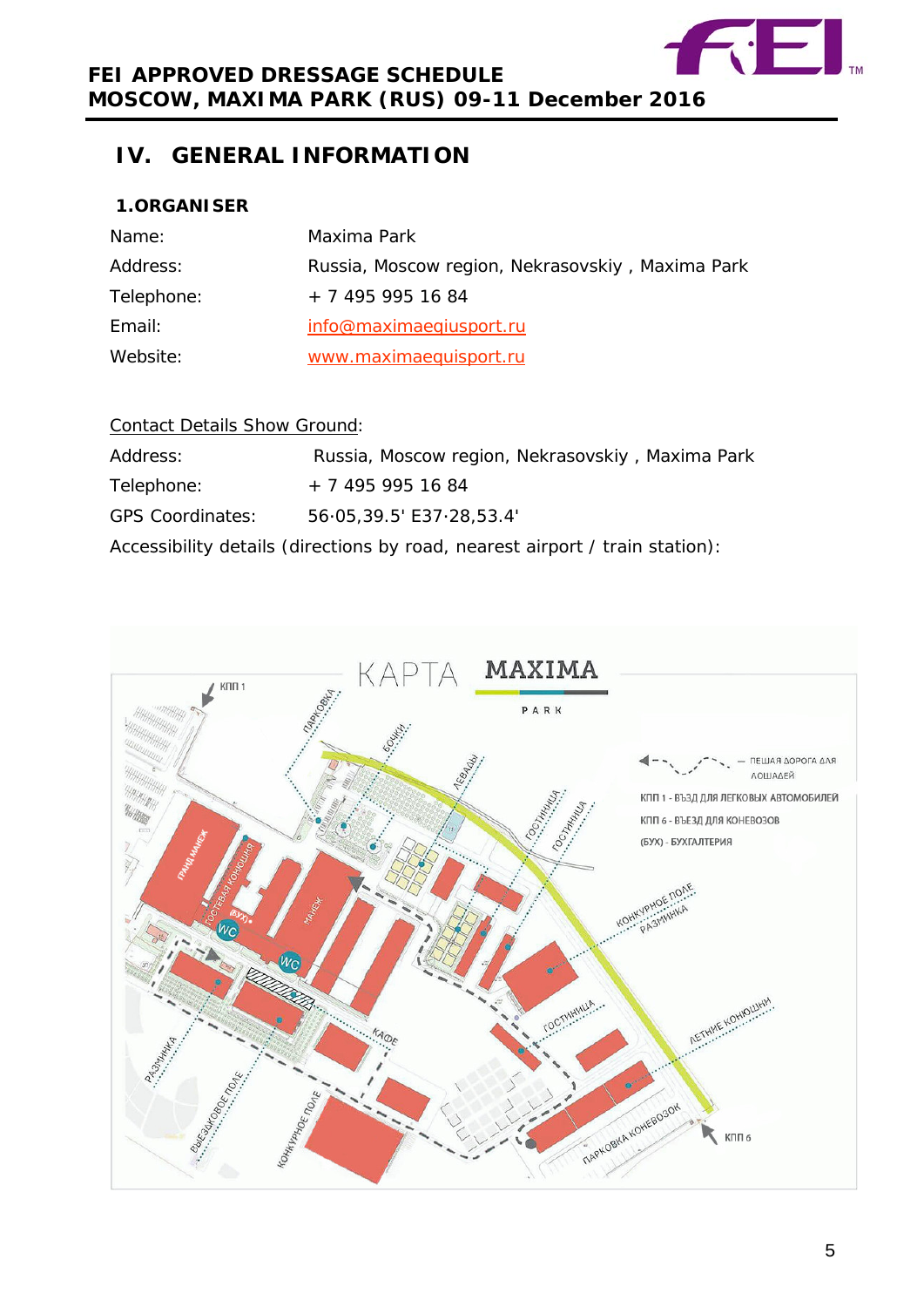# IV. GENERAL INFORMATION

## 1. ORGANISER

| | |
|---|---|
| Name: | Maxima Park |
| Address: | Russia, Moscow region, Nekrasovskiy , Maxima Park |
| Telephone: | + 7 495 995 16 84 |
| Email: | info@maximaeqiusport.ru |
| Website: | www.maximaequisport.ru |

Contact Details Show Ground:

| | |
|---|---|
| Address: | Russia, Moscow region, Nekrasovskiy , Maxima Park |
| Telephone: | + 7 495 995 16 84 |
| GPS Coordinates: | 56·05,39.5' E37·28,53.4' |

Accessibility details (directions by road, nearest airport / train station):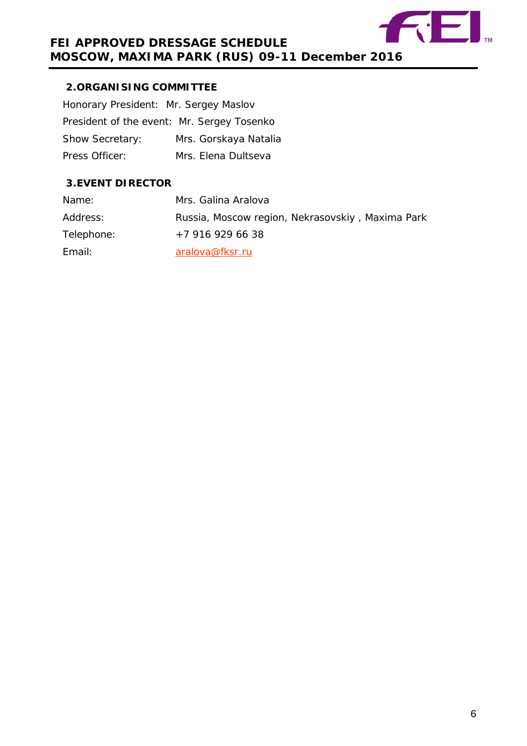## 2.ORGANISING COMMITTEE

Honorary President: Mr. Sergey Maslov

President of the event: Mr. Sergey Tosenko

Show Secretary: Mrs. Gorskaya Natalia

Press Officer: Mrs. Elena Dultseva

## 3.EVENT DIRECTOR

Name: Mrs. Galina Aralova

Address: Russia, Moscow region, Nekrasovskiy , Maxima Park

Telephone: +7 916 929 66 38

Email: aralova@fksr.ru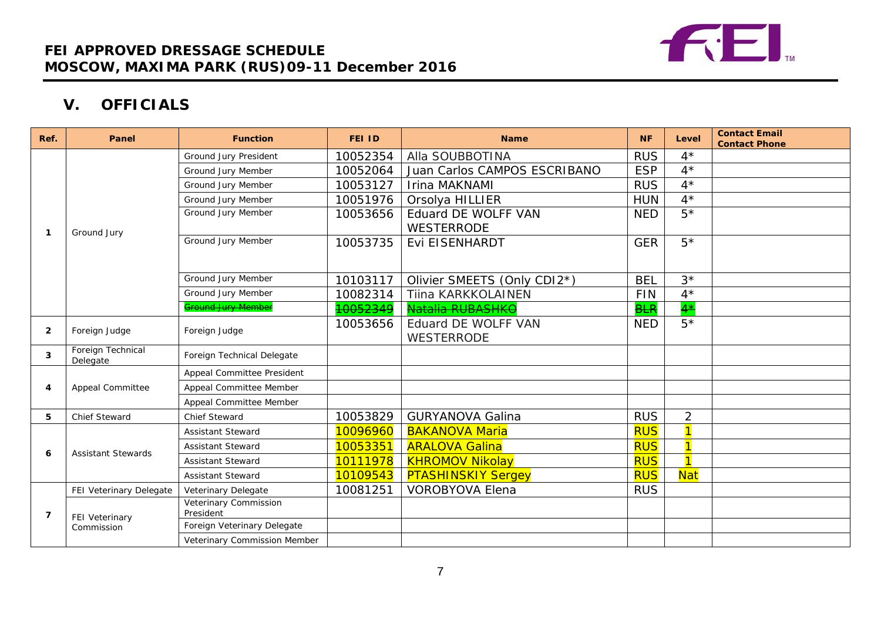**FEI APPROVED DRESSAGE SCHEDULE**
**MOSCOW, MAXIMA PARK (RUS)09-11 December 2016**

## V. OFFICIALS

| Ref. | Panel | Function | FEI ID | Name | NF | Level | Contact Email Contact Phone |
|---|---|---|---|---|---|---|---|
| 1 | Ground Jury | Ground Jury President | 10052354 | Alla SOUBBOTINA | RUS | 4* | |
| | | Ground Jury Member | 10052064 | Juan Carlos CAMPOS ESCRIBANO | ESP | 4* | |
| | | Ground Jury Member | 10053127 | Irina MAKNAMI | RUS | 4* | |
| | | Ground Jury Member | 10051976 | Orsolya HILLIER | HUN | 4* | |
| | | Ground Jury Member | 10053656 | Eduard DE WOLFF VAN WESTERRODE | NED | 5* | |
| | | Ground Jury Member | 10053735 | Evi EISENHARDT | GER | 5* | |
| | | Ground Jury Member | 10103117 | Olivier SMEETS (Only CDI2*) | BEL | 3* | |
| | | Ground Jury Member | 10082314 | Tiina KARKKOLAINEN | FIN | 4* | |
| | | ~~Ground Jury Member~~ | ~~10052349~~ | ~~Natalia RUBASHKO~~ | ~~BLR~~ | ~~4*~~ | |
| 2 | Foreign Judge | Foreign Judge | 10053656 | Eduard DE WOLFF VAN WESTERRODE | NED | 5* | |
| 3 | Foreign Technical Delegate | Foreign Technical Delegate | | | | | |
| 4 | Appeal Committee | Appeal Committee President | | | | | |
| | | Appeal Committee Member | | | | | |
| | | Appeal Committee Member | | | | | |
| 5 | Chief Steward | Chief Steward | 10053829 | GURYANOVA Galina | RUS | 2 | |
| 6 | Assistant Stewards | Assistant Steward | 10096960 | BAKANOVA Maria | RUS | 1 | |
| | | Assistant Steward | 10053351 | ARALOVA Galina | RUS | 1 | |
| | | Assistant Steward | 10111978 | KHROMOV Nikolay | RUS | 1 | |
| | | Assistant Steward | 10109543 | PTASHINSKIY Sergey | RUS | Nat | |
| 7 | FEI Veterinary Delegate | Veterinary Delegate | 10081251 | VOROBYOVA Elena | RUS | | |
| | FEI Veterinary Commission | Veterinary Commission President | | | | | |
| | | Foreign Veterinary Delegate | | | | | |
| | | Veterinary Commission Member | | | | | |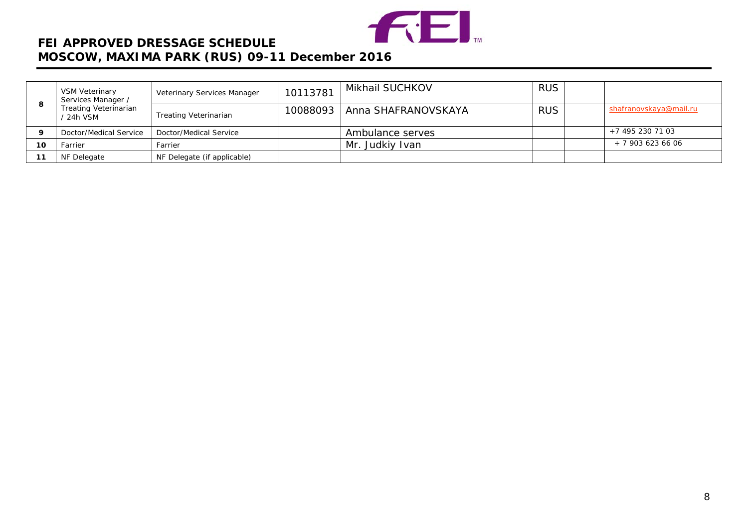| | | | | | | | |
|---|---|---|---|---|---|---|---|
| 8 | VSM Veterinary Services Manager / Treating Veterinarian / 24h VSM | Veterinary Services Manager | 10113781 | Mikhail SUCHKOV | RUS | | |
| | | Treating Veterinarian | 10088093 | Anna SHAFRANOVSKAYA | RUS | | shafranovskaya@mail.ru |
| 9 | Doctor/Medical Service | Doctor/Medical Service | | Ambulance serves | | | +7 495 230 71 03 |
| 10 | Farrier | Farrier | | Mr. Judkiy Ivan | | | + 7 903 623 66 06 |
| 11 | NF Delegate | NF Delegate (if applicable) | | | | | |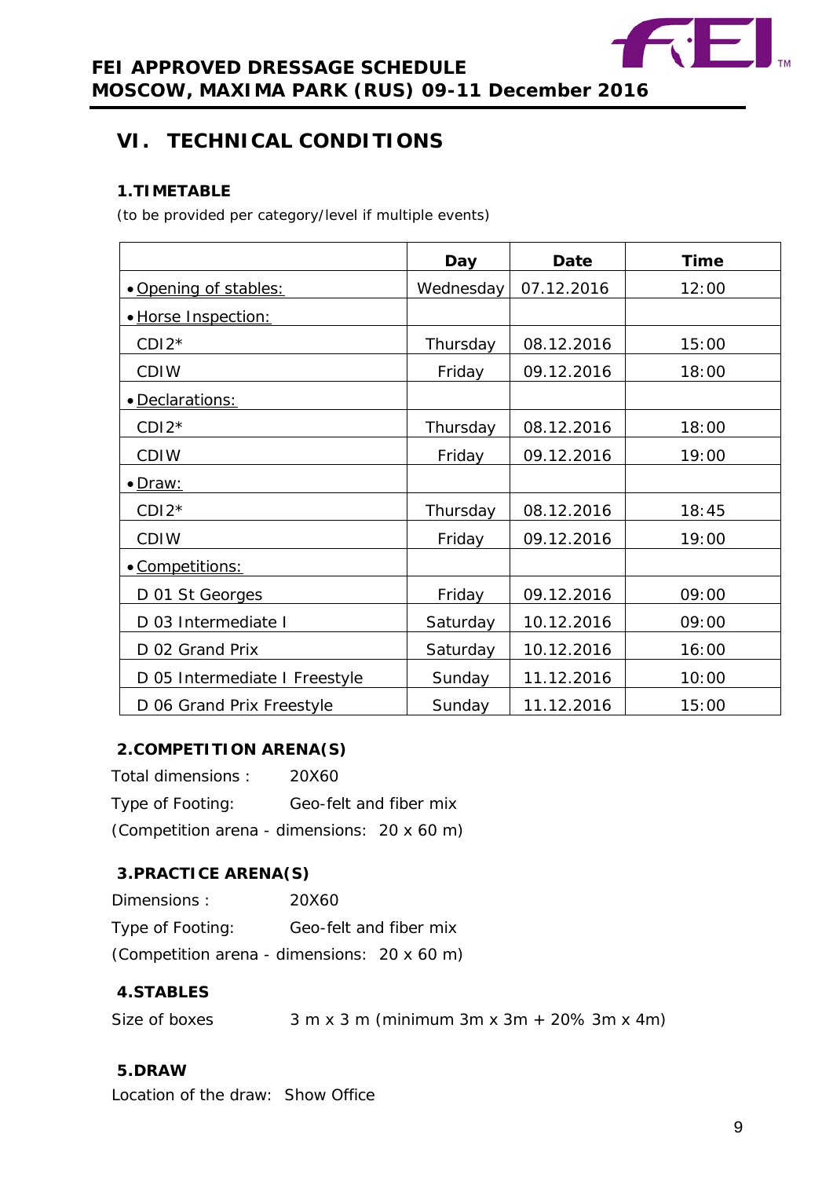# VI. TECHNICAL CONDITIONS

### 1.TIMETABLE

(to be provided per category/level if multiple events)

| | Day | Date | Time |
|---|---|---|---|
| • Opening of stables: | Wednesday | 07.12.2016 | 12:00 |
| • Horse Inspection: | | | |
| CDI2* | Thursday | 08.12.2016 | 15:00 |
| CDIW | Friday | 09.12.2016 | 18:00 |
| • Declarations: | | | |
| CDI2* | Thursday | 08.12.2016 | 18:00 |
| CDIW | Friday | 09.12.2016 | 19:00 |
| • Draw: | | | |
| CDI2* | Thursday | 08.12.2016 | 18:45 |
| CDIW | Friday | 09.12.2016 | 19:00 |
| • Competitions: | | | |
| D 01 St Georges | Friday | 09.12.2016 | 09:00 |
| D 03 Intermediate I | Saturday | 10.12.2016 | 09:00 |
| D 02 Grand Prix | Saturday | 10.12.2016 | 16:00 |
| D 05 Intermediate I Freestyle | Sunday | 11.12.2016 | 10:00 |
| D 06 Grand Prix Freestyle | Sunday | 11.12.2016 | 15:00 |

### 2.COMPETITION ARENA(S)

Total dimensions : 20X60

Type of Footing: Geo-felt and fiber mix

(Competition arena - dimensions: 20 x 60 m)

### 3.PRACTICE ARENA(S)

Dimensions : 20X60

Type of Footing: Geo-felt and fiber mix

(Competition arena - dimensions: 20 x 60 m)

### 4.STABLES

Size of boxes 3 m x 3 m (minimum 3m x 3m + 20% 3m x 4m)

### 5.DRAW

Location of the draw: Show Office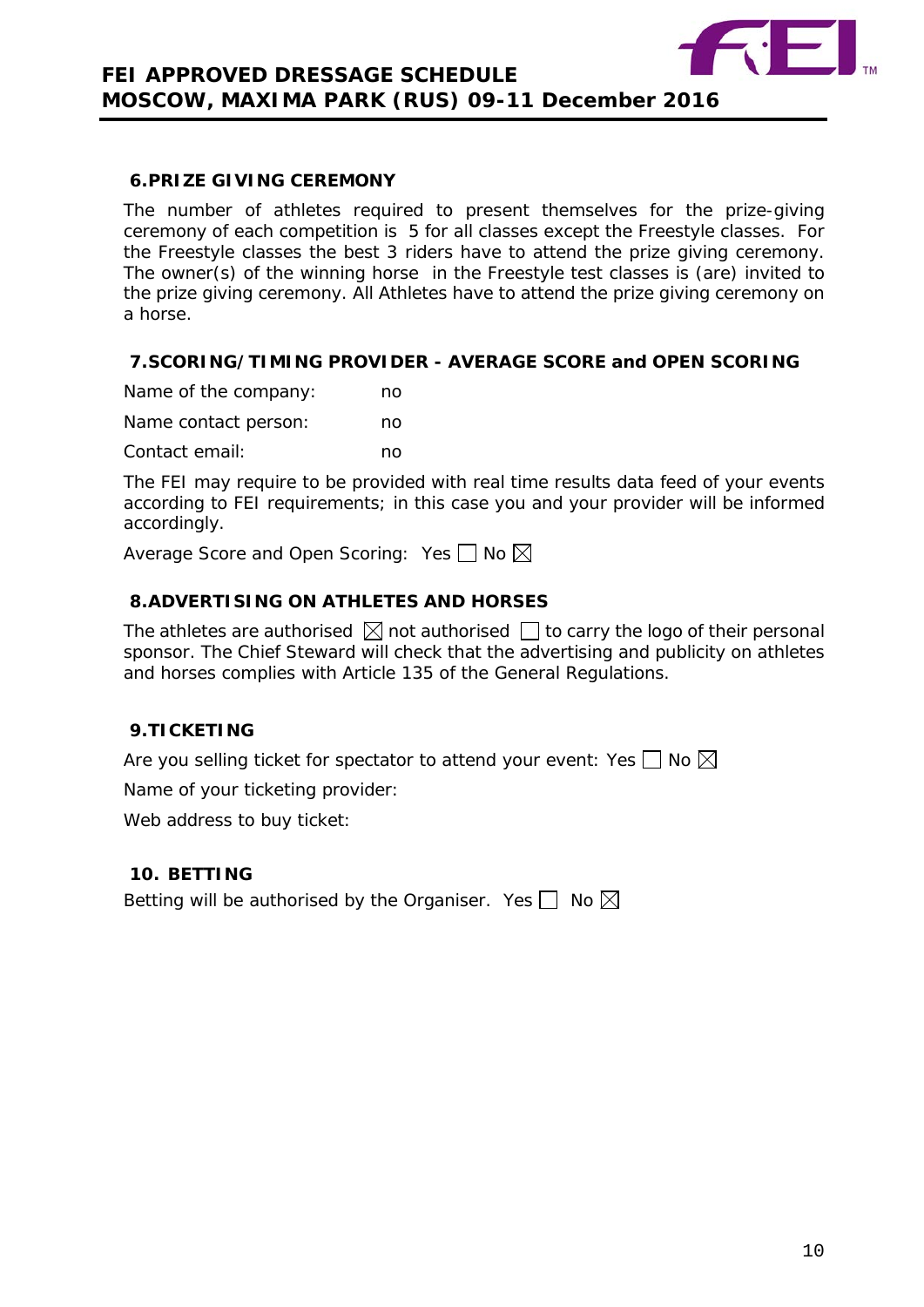## 6.PRIZE GIVING CEREMONY

The number of athletes required to present themselves for the prize-giving ceremony of each competition is 5 for all classes except the Freestyle classes. For the Freestyle classes the best 3 riders have to attend the prize giving ceremony. The owner(s) of the winning horse in the Freestyle test classes is (are) invited to the prize giving ceremony. All Athletes have to attend the prize giving ceremony on a horse.

## 7.SCORING/TIMING PROVIDER - AVERAGE SCORE and OPEN SCORING

Name of the company: no

Name contact person: no

Contact email: no

The FEI may require to be provided with real time results data feed of your events according to FEI requirements; in this case you and your provider will be informed accordingly.

Average Score and Open Scoring: Yes ☐ No ☒

## 8.ADVERTISING ON ATHLETES AND HORSES

The athletes are authorised ☒ not authorised ☐ to carry the logo of their personal sponsor. The Chief Steward will check that the advertising and publicity on athletes and horses complies with Article 135 of the General Regulations.

## 9.TICKETING

Are you selling ticket for spectator to attend your event: Yes ☐ No ☒

Name of your ticketing provider:

Web address to buy ticket:

## 10. BETTING

Betting will be authorised by the Organiser. Yes ☐ No ☒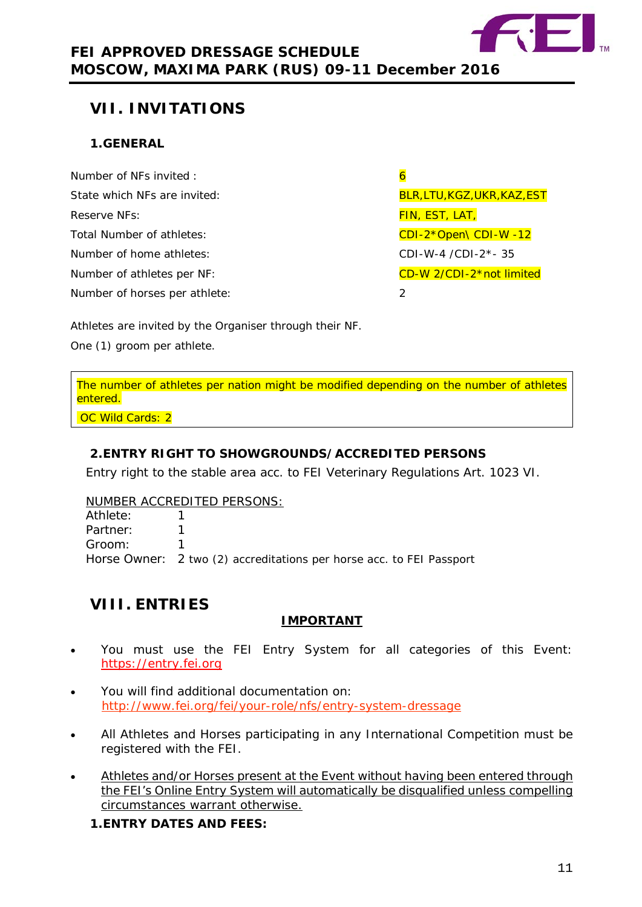## VII. INVITATIONS

### 1.GENERAL

| | |
|---|---|
| Number of NFs invited : | 6 |
| State which NFs are invited: | BLR,LTU,KGZ,UKR,KAZ,EST |
| Reserve NFs: | FIN, EST, LAT, |
| Total Number of athletes: | CDI-2*Open\ CDI-W -12 |
| Number of home athletes: | CDI-W-4 /CDI-2*- 35 |
| Number of athletes per NF: | CD-W 2/CDI-2*not limited |
| Number of horses per athlete: | 2 |

Athletes are invited by the Organiser through their NF.

One (1) groom per athlete.

> The number of athletes per nation might be modified depending on the number of athletes entered.
>
> OC Wild Cards: 2

### 2.ENTRY RIGHT TO SHOWGROUNDS/ACCREDITED PERSONS

Entry right to the stable area acc. to FEI Veterinary Regulations Art. 1023 VI.

NUMBER ACCREDITED PERSONS:

| | |
|---|---|
| Athlete: | 1 |
| Partner: | 1 |
| Groom: | 1 |
| Horse Owner: | 2 two (2) accreditations per horse acc. to FEI Passport |

## VIII. ENTRIES

**IMPORTANT**

- You must use the FEI Entry System for all categories of this Event: https://entry.fei.org
- You will find additional documentation on: http://www.fei.org/fei/your-role/nfs/entry-system-dressage
- All Athletes and Horses participating in any International Competition must be registered with the FEI.
- Athletes and/or Horses present at the Event without having been entered through the FEI's Online Entry System will automatically be disqualified unless compelling circumstances warrant otherwise.

### 1.ENTRY DATES AND FEES: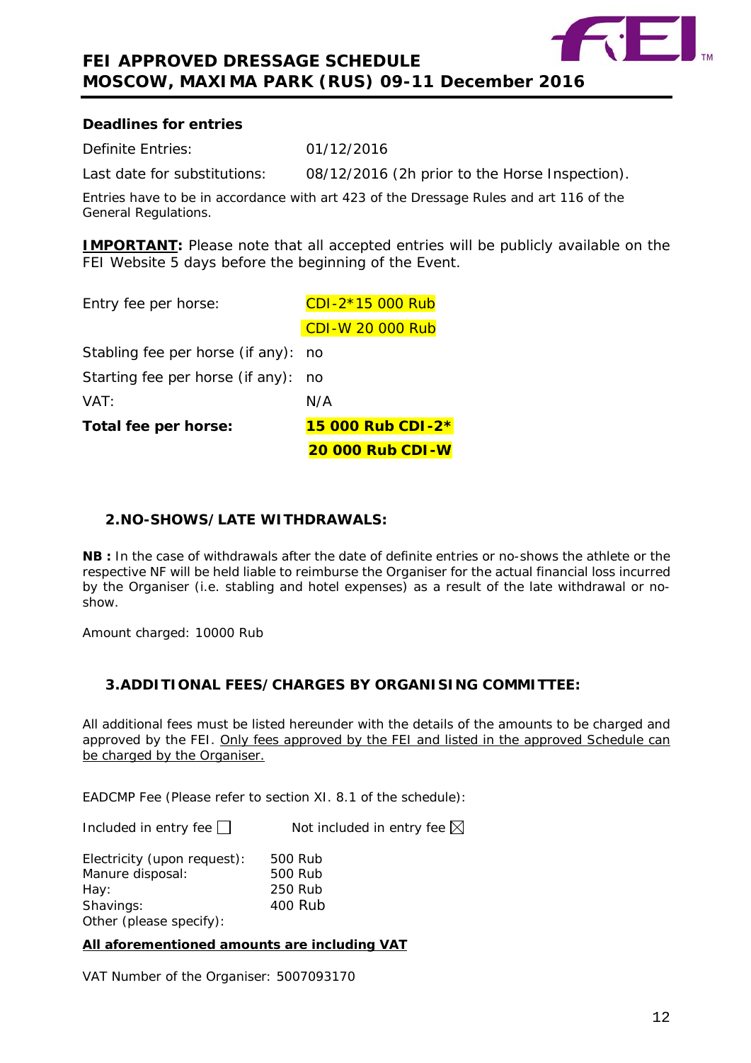### Deadlines for entries

| | |
|---|---|
| Definite Entries: | 01/12/2016 |
| Last date for substitutions: | 08/12/2016 (2h prior to the Horse Inspection). |

Entries have to be in accordance with art 423 of the Dressage Rules and art 116 of the General Regulations.

**IMPORTANT:** Please note that all accepted entries will be publicly available on the FEI Website 5 days before the beginning of the Event.

| | |
|---|---|
| Entry fee per horse: | CDI-2* 15 000 Rub |
| | CDI-W 20 000 Rub |
| Stabling fee per horse (if any): | no |
| Starting fee per horse (if any): | no |
| VAT: | N/A |
| **Total fee per horse:** | **15 000 Rub CDI-2*** |
| | **20 000 Rub CDI-W** |

## 2. NO-SHOWS/LATE WITHDRAWALS:

**NB :** In the case of withdrawals after the date of definite entries or no-shows the athlete or the respective NF will be held liable to reimburse the Organiser for the actual financial loss incurred by the Organiser (i.e. stabling and hotel expenses) as a result of the late withdrawal or no-show.

Amount charged: 10000 Rub

## 3. ADDITIONAL FEES/CHARGES BY ORGANISING COMMITTEE:

All additional fees must be listed hereunder with the details of the amounts to be charged and approved by the FEI. Only fees approved by the FEI and listed in the approved Schedule can be charged by the Organiser.

EADCMP Fee (Please refer to section XI. 8.1 of the schedule):

Included in entry fee ☐ Not included in entry fee ☒

| | |
|---|---|
| Electricity (upon request): | 500 Rub |
| Manure disposal: | 500 Rub |
| Hay: | 250 Rub |
| Shavings: | 400 Rub |
| Other (please specify): | |

**All aforementioned amounts are including VAT**

VAT Number of the Organiser: 5007093170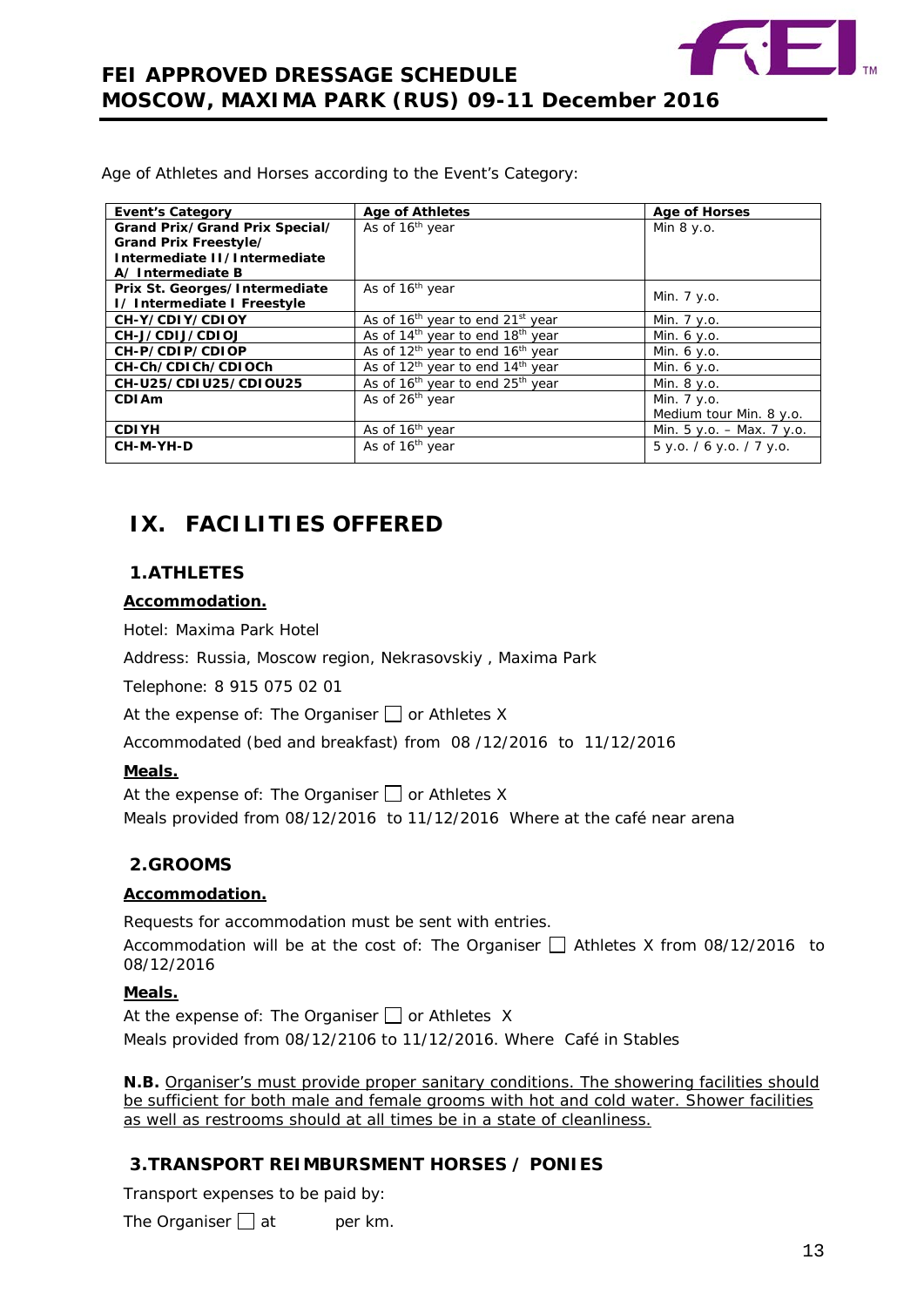Age of Athletes and Horses according to the Event's Category:

| Event's Category | Age of Athletes | Age of Horses |
| --- | --- | --- |
| **Grand Prix/Grand Prix Special/ Grand Prix Freestyle/ Intermediate II/Intermediate A/ Intermediate B** | As of 16th year | Min 8 y.o. |
| **Prix St. Georges/Intermediate I/ Intermediate I Freestyle** | As of 16th year | Min. 7 y.o. |
| **CH-Y/CDIY/CDIOY** | As of 16th year to end 21st year | Min. 7 y.o. |
| **CH-J/CDIJ/CDIOJ** | As of 14th year to end 18th year | Min. 6 y.o. |
| **CH-P/CDIP/CDIOP** | As of 12th year to end 16th year | Min. 6 y.o. |
| **CH-Ch/CDICh/CDIOCh** | As of 12th year to end 14th year | Min. 6 y.o. |
| **CH-U25/CDIU25/CDIOU25** | As of 16th year to end 25th year | Min. 8 y.o. |
| **CDIAm** | As of 26th year | Min. 7 y.o. Medium tour Min. 8 y.o. |
| **CDIYH** | As of 16th year | Min. 5 y.o. – Max. 7 y.o. |
| **CH-M-YH-D** | As of 16th year | 5 y.o. / 6 y.o. / 7 y.o. |

# IX. FACILITIES OFFERED

## 1. ATHLETES

**Accommodation.**

Hotel: Maxima Park Hotel

Address: Russia, Moscow region, Nekrasovskiy , Maxima Park

Telephone: 8 915 075 02 01

At the expense of: The Organiser ☐ or Athletes X

Accommodated (bed and breakfast) from 08 /12/2016 to 11/12/2016

**Meals.**

At the expense of: The Organiser ☐ or Athletes X

Meals provided from 08/12/2016 to 11/12/2016 Where at the café near arena

## 2. GROOMS

**Accommodation.**

Requests for accommodation must be sent with entries.

Accommodation will be at the cost of: The Organiser ☐ Athletes X from 08/12/2016 to 08/12/2016

**Meals.**

At the expense of: The Organiser ☐ or Athletes X

Meals provided from 08/12/2106 to 11/12/2016. Where Café in Stables

**N.B.** Organiser's must provide proper sanitary conditions. The showering facilities should be sufficient for both male and female grooms with hot and cold water. Shower facilities as well as restrooms should at all times be in a state of cleanliness.

## 3. TRANSPORT REIMBURSMENT HORSES / PONIES

Transport expenses to be paid by:

The Organiser ☐ at per km.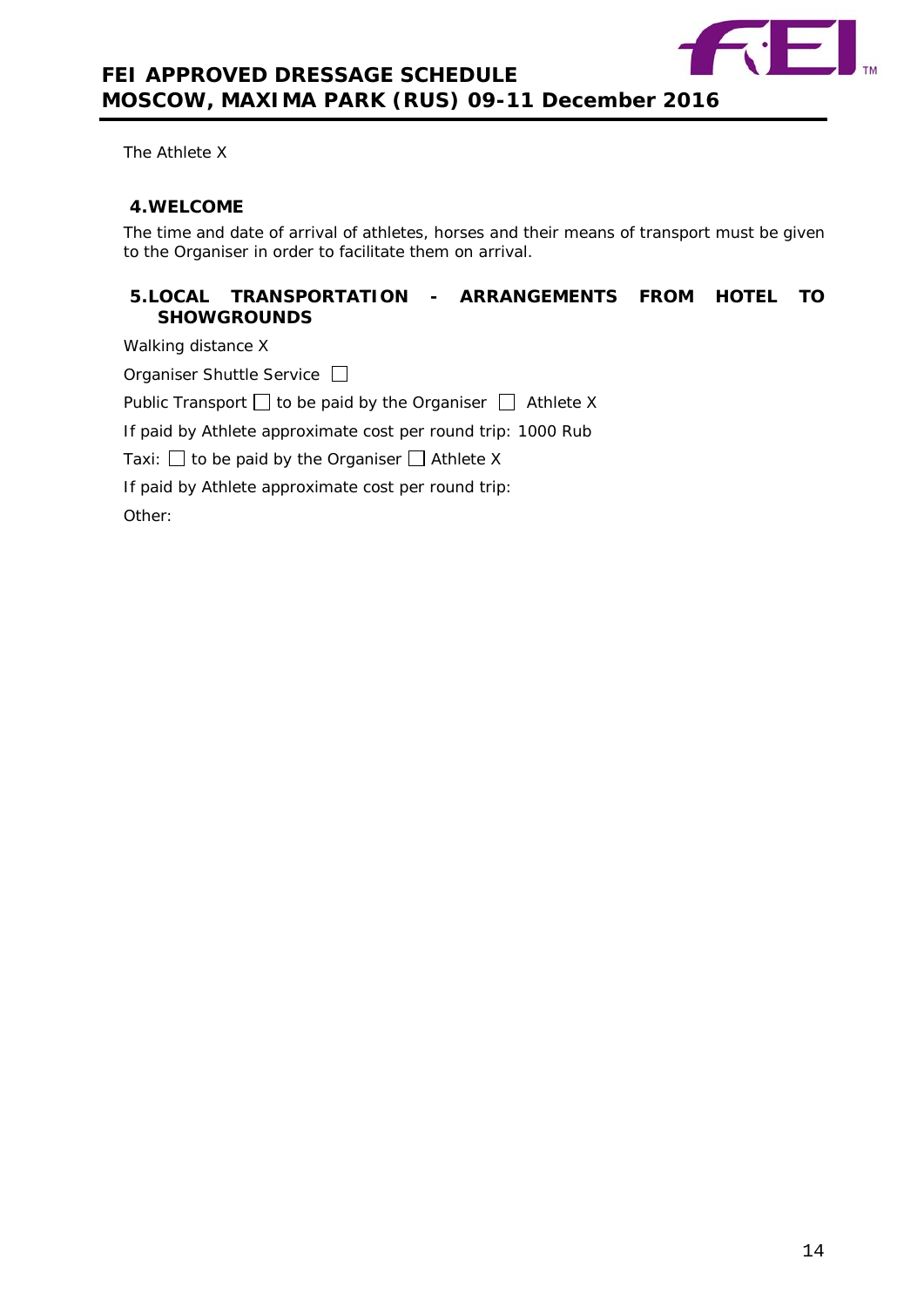The Athlete X

## 4. WELCOME

The time and date of arrival of athletes, horses and their means of transport must be given to the Organiser in order to facilitate them on arrival.

## 5. LOCAL TRANSPORTATION - ARRANGEMENTS FROM HOTEL TO SHOWGROUNDS

Walking distance X

Organiser Shuttle Service ☐

Public Transport ☐ to be paid by the Organiser ☐ Athlete X

If paid by Athlete approximate cost per round trip: 1000 Rub

Taxi: ☐ to be paid by the Organiser ☐ Athlete X

If paid by Athlete approximate cost per round trip:

Other: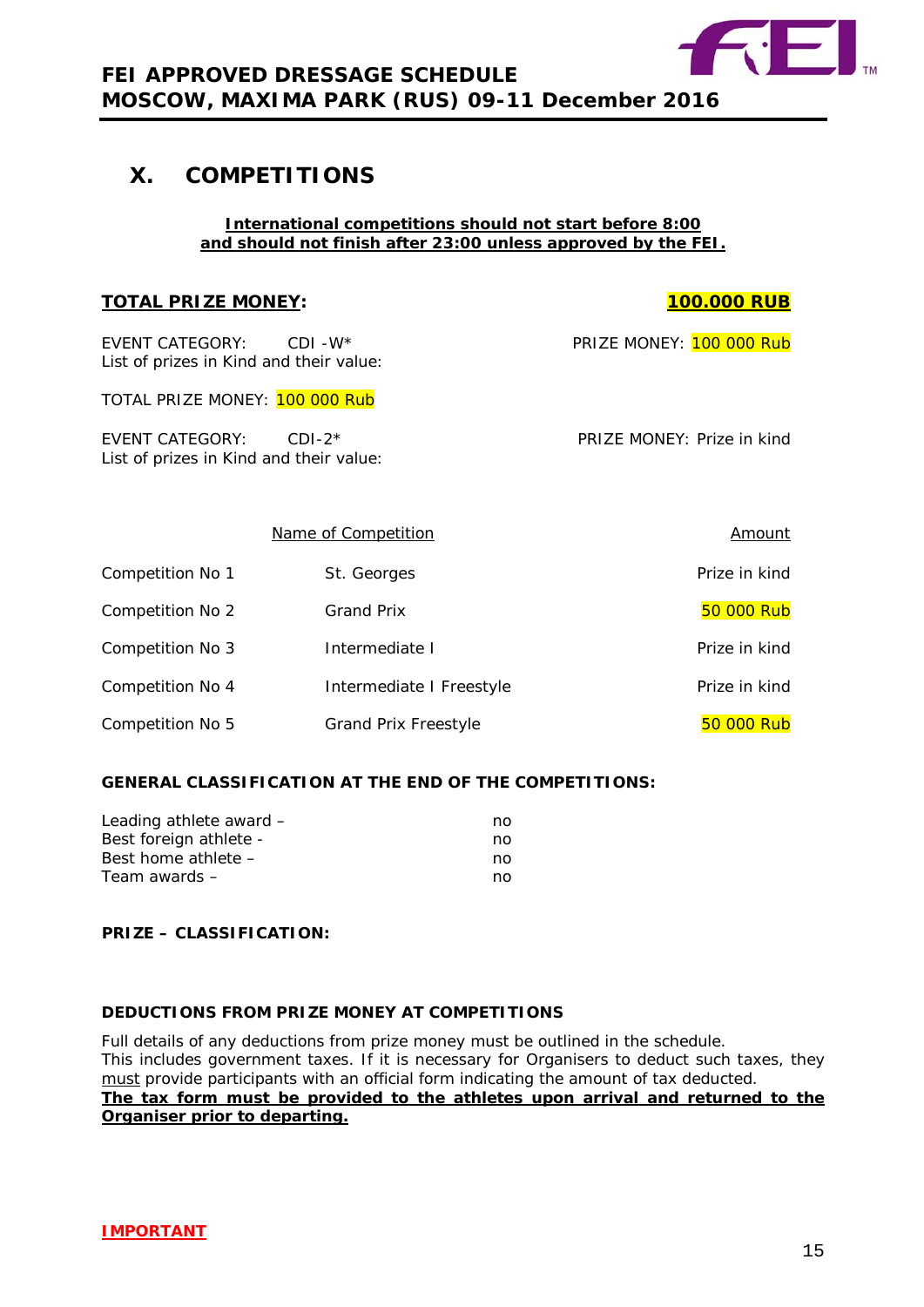# X. COMPETITIONS

**International competitions should not start before 8:00 and should not finish after 23:00 unless approved by the FEI.**

**TOTAL PRIZE MONEY:** **100.000 RUB**

EVENT CATEGORY: CDI -W* PRIZE MONEY: 100 000 Rub
List of prizes in Kind and their value:

TOTAL PRIZE MONEY: 100 000 Rub

EVENT CATEGORY: CDI-2* PRIZE MONEY: Prize in kind
List of prizes in Kind and their value:

| | Name of Competition | Amount |
|---|---|---|
| Competition No 1 | St. Georges | Prize in kind |
| Competition No 2 | Grand Prix | 50 000 Rub |
| Competition No 3 | Intermediate I | Prize in kind |
| Competition No 4 | Intermediate I Freestyle | Prize in kind |
| Competition No 5 | Grand Prix Freestyle | 50 000 Rub |

**GENERAL CLASSIFICATION AT THE END OF THE COMPETITIONS:**

| | |
|---|---|
| Leading athlete award – | no |
| Best foreign athlete - | no |
| Best home athlete – | no |
| Team awards – | no |

**PRIZE – CLASSIFICATION:**

**DEDUCTIONS FROM PRIZE MONEY AT COMPETITIONS**

Full details of any deductions from prize money must be outlined in the schedule. This includes government taxes. If it is necessary for Organisers to deduct such taxes, they must provide participants with an official form indicating the amount of tax deducted.
**The tax form must be provided to the athletes upon arrival and returned to the Organiser prior to departing.**

**IMPORTANT**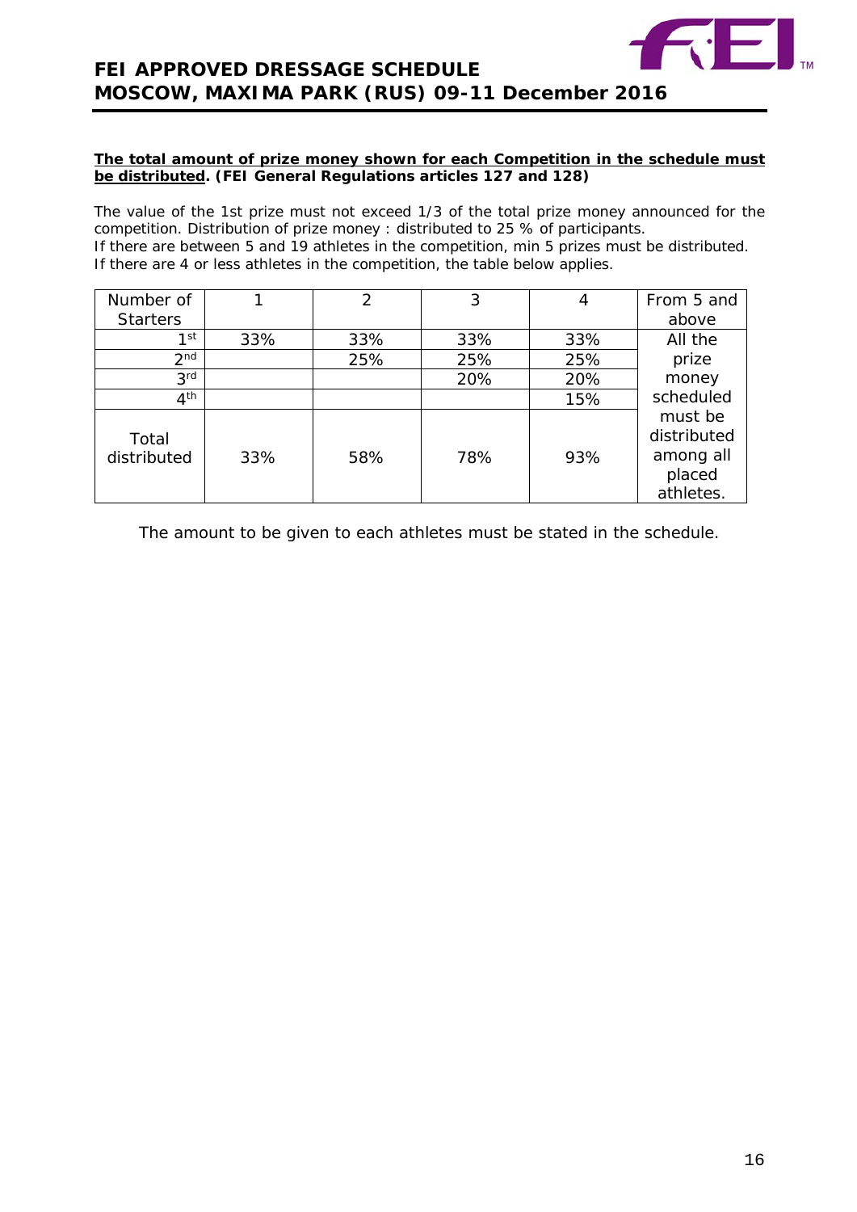**<u>The total amount of prize money shown for each Competition in the schedule must be distributed</u>. (FEI General Regulations articles 127 and 128)**

The value of the 1st prize must not exceed 1/3 of the total prize money announced for the competition. Distribution of prize money : distributed to 25 % of participants.
If there are between 5 and 19 athletes in the competition, min 5 prizes must be distributed.
If there are 4 or less athletes in the competition, the table below applies.

| Number of Starters | 1 | 2 | 3 | 4 | From 5 and above |
|---|---|---|---|---|---|
| 1st | 33% | 33% | 33% | 33% | All the prize money scheduled must be distributed among all placed athletes. |
| 2nd | | 25% | 25% | 25% | |
| 3rd | | | 20% | 20% | |
| 4th | | | | 15% | |
| Total distributed | 33% | 58% | 78% | 93% | |

The amount to be given to each athletes must be stated in the schedule.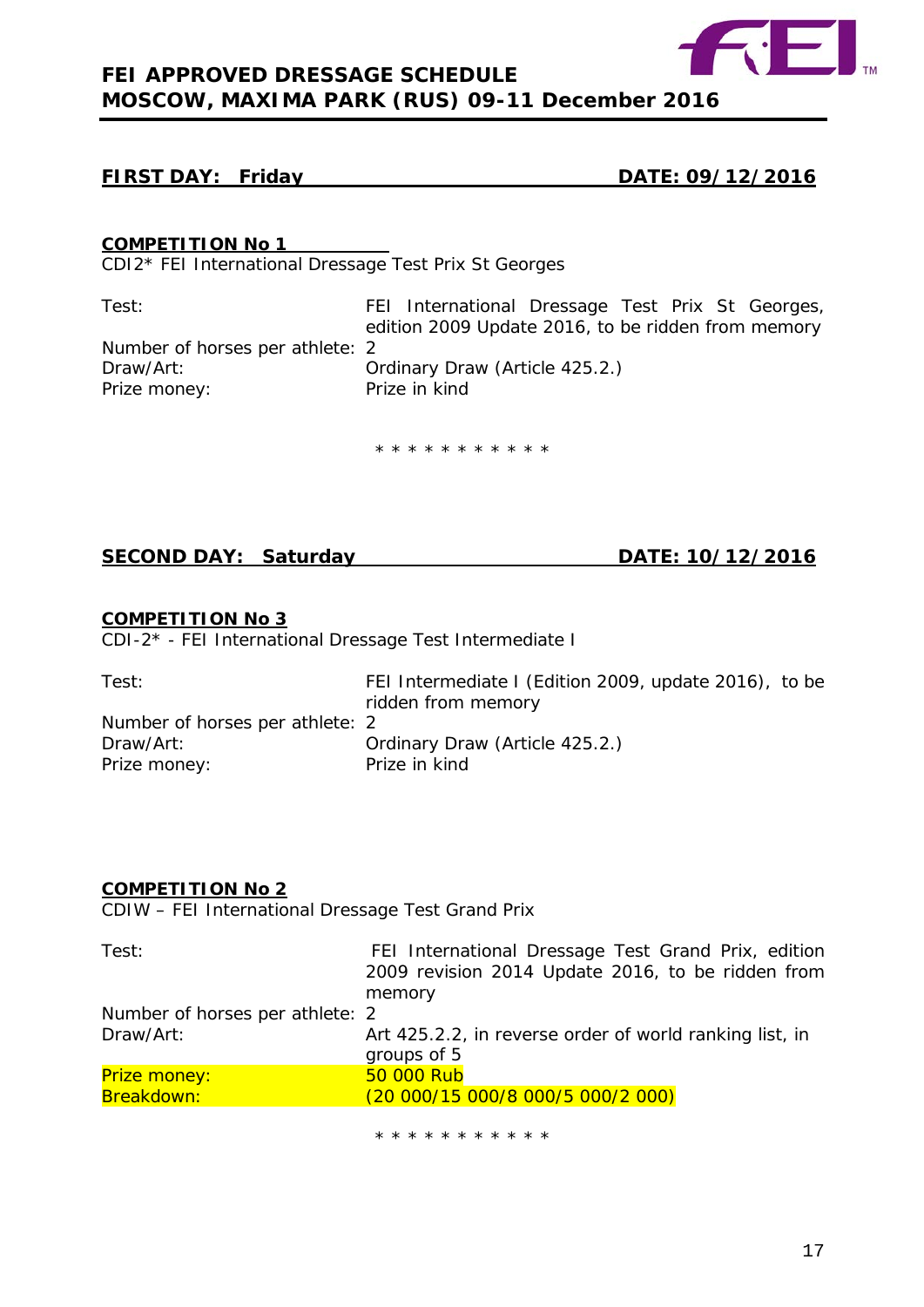## FIRST DAY: Friday DATE: 09/12/2016

**COMPETITION No 1**

CDI2* FEI International Dressage Test Prix St Georges

| | |
|---|---|
| Test: | FEI International Dressage Test Prix St Georges, edition 2009 Update 2016, to be ridden from memory |
| Number of horses per athlete: | 2 |
| Draw/Art: | Ordinary Draw (Article 425.2.) |
| Prize money: | Prize in kind |

* * * * * * * * * * *

## SECOND DAY: Saturday DATE: 10/12/2016

**COMPETITION No 3**

CDI-2* - FEI International Dressage Test Intermediate I

| | |
|---|---|
| Test: | FEI Intermediate I (Edition 2009, update 2016), to be ridden from memory |
| Number of horses per athlete: | 2 |
| Draw/Art: | Ordinary Draw (Article 425.2.) |
| Prize money: | Prize in kind |

**COMPETITION No 2**

CDIW – FEI International Dressage Test Grand Prix

| | |
|---|---|
| Test: | FEI International Dressage Test Grand Prix, edition 2009 revision 2014 Update 2016, to be ridden from memory |
| Number of horses per athlete: | 2 |
| Draw/Art: | Art 425.2.2, in reverse order of world ranking list, in groups of 5 |
| Prize money: | 50 000 Rub |
| Breakdown: | (20 000/15 000/8 000/5 000/2 000) |

* * * * * * * * * * *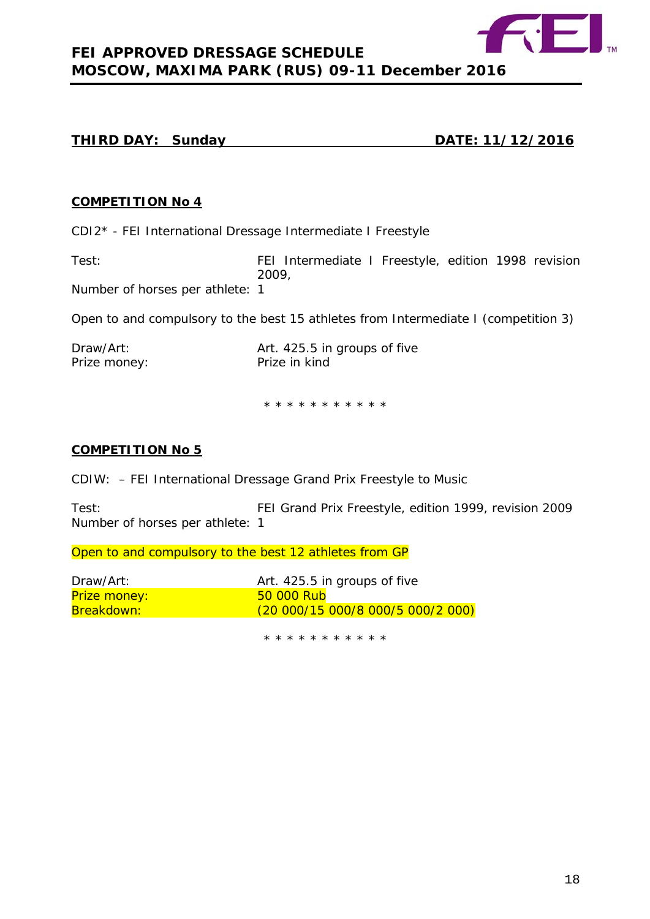## THIRD DAY: Sunday DATE: 11/12/2016

### COMPETITION No 4

CDI2* - FEI International Dressage Intermediate I Freestyle

Test: FEI Intermediate I Freestyle, edition 1998 revision 2009,
Number of horses per athlete: 1

Open to and compulsory to the best 15 athletes from Intermediate I (competition 3)

Draw/Art: Art. 425.5 in groups of five
Prize money: Prize in kind

* * * * * * * * * * *

### COMPETITION No 5

CDIW: – FEI International Dressage Grand Prix Freestyle to Music

Test: FEI Grand Prix Freestyle, edition 1999, revision 2009
Number of horses per athlete: 1

Open to and compulsory to the best 12 athletes from GP

Draw/Art: Art. 425.5 in groups of five
Prize money: 50 000 Rub
Breakdown: (20 000/15 000/8 000/5 000/2 000)

* * * * * * * * * * *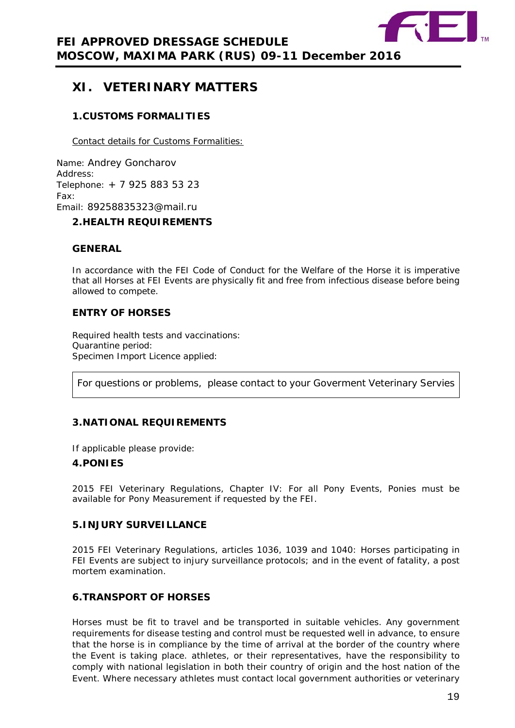# XI. VETERINARY MATTERS

## 1. CUSTOMS FORMALITIES

Contact details for Customs Formalities:

Name: Andrey Goncharov
Address:
Telephone: + 7 925 883 53 23
Fax:
Email: 89258835323@mail.ru

## 2. HEALTH REQUIREMENTS

### GENERAL

In accordance with the FEI Code of Conduct for the Welfare of the Horse it is imperative that all Horses at FEI Events are physically fit and free from infectious disease before being allowed to compete.

### ENTRY OF HORSES

Required health tests and vaccinations:
Quarantine period:
Specimen Import Licence applied:

For questions or problems, please contact to your Goverment Veterinary Servies

## 3. NATIONAL REQUIREMENTS

If applicable please provide:

## 4. PONIES

2015 FEI Veterinary Regulations, Chapter IV: For all Pony Events, Ponies must be available for Pony Measurement if requested by the FEI.

## 5. INJURY SURVEILLANCE

2015 FEI Veterinary Regulations, articles 1036, 1039 and 1040: Horses participating in FEI Events are subject to injury surveillance protocols; and in the event of fatality, a post mortem examination.

## 6. TRANSPORT OF HORSES

Horses must be fit to travel and be transported in suitable vehicles. Any government requirements for disease testing and control must be requested well in advance, to ensure that the horse is in compliance by the time of arrival at the border of the country where the Event is taking place. athletes, or their representatives, have the responsibility to comply with national legislation in both their country of origin and the host nation of the Event. Where necessary athletes must contact local government authorities or veterinary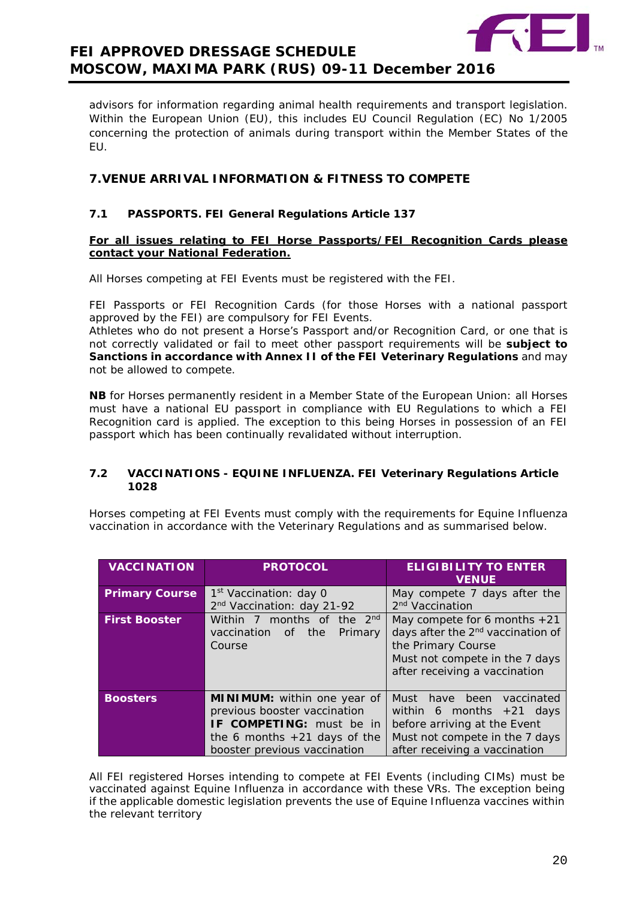advisors for information regarding animal health requirements and transport legislation. Within the European Union (EU), this includes EU Council Regulation (EC) No 1/2005 concerning the protection of animals during transport within the Member States of the EU.

## 7.VENUE ARRIVAL INFORMATION & FITNESS TO COMPETE

### 7.1 PASSPORTS. FEI General Regulations Article 137

**For all issues relating to FEI Horse Passports/FEI Recognition Cards please contact your National Federation.**

All Horses competing at FEI Events must be registered with the FEI.

FEI Passports or FEI Recognition Cards (for those Horses with a national passport approved by the FEI) are compulsory for FEI Events.
Athletes who do not present a Horse's Passport and/or Recognition Card, or one that is not correctly validated or fail to meet other passport requirements will be **subject to Sanctions in accordance with Annex II of the FEI Veterinary Regulations** and may not be allowed to compete.

**NB** for Horses permanently resident in a Member State of the European Union: all Horses must have a national EU passport in compliance with EU Regulations to which a FEI Recognition card is applied. The exception to this being Horses in possession of an FEI passport which has been continually revalidated without interruption.

### 7.2 VACCINATIONS - EQUINE INFLUENZA. FEI Veterinary Regulations Article 1028

Horses competing at FEI Events must comply with the requirements for Equine Influenza vaccination in accordance with the Veterinary Regulations and as summarised below.

| VACCINATION | PROTOCOL | ELIGIBILITY TO ENTER VENUE |
|---|---|---|
| **Primary Course** | 1st Vaccination: day 0<br>2nd Vaccination: day 21-92 | May compete 7 days after the 2nd Vaccination |
| **First Booster** | Within 7 months of the 2nd vaccination of the Primary Course | May compete for 6 months +21 days after the 2nd vaccination of the Primary Course<br>Must not compete in the 7 days after receiving a vaccination |
| **Boosters** | **MINIMUM:** within one year of previous booster vaccination<br>**IF COMPETING:** must be in the 6 months +21 days of the booster previous vaccination | Must have been vaccinated within 6 months +21 days before arriving at the Event<br>Must not compete in the 7 days after receiving a vaccination |

All FEI registered Horses intending to compete at FEI Events (including CIMs) must be vaccinated against Equine Influenza in accordance with these VRs. The exception being if the applicable domestic legislation prevents the use of Equine Influenza vaccines within the relevant territory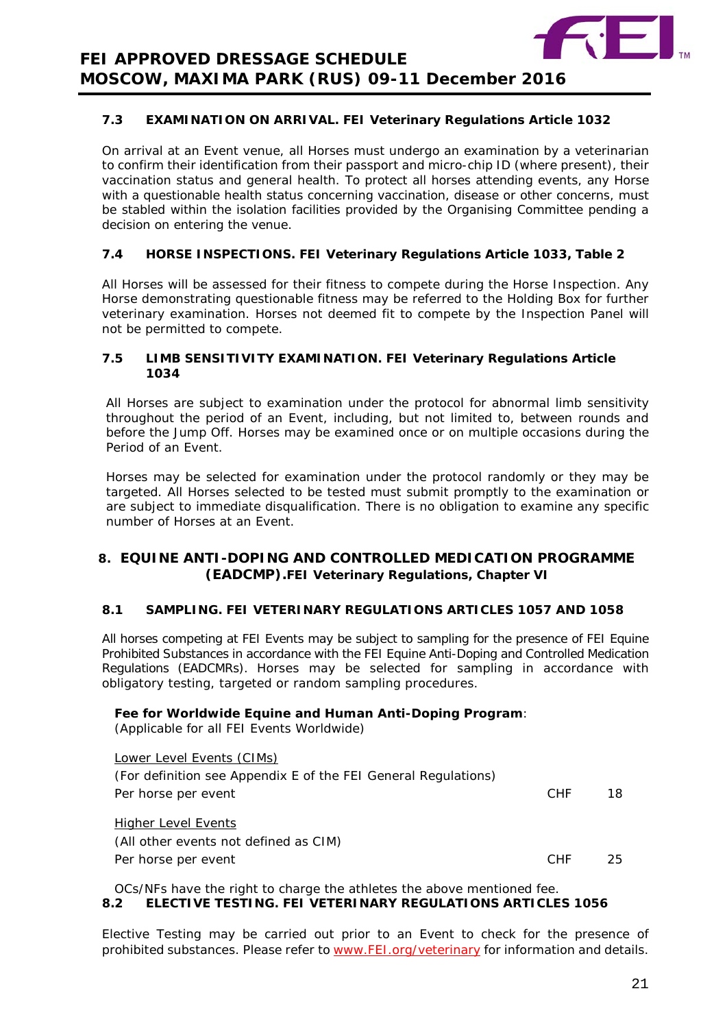### 7.3 EXAMINATION ON ARRIVAL. FEI Veterinary Regulations Article 1032

On arrival at an Event venue, all Horses must undergo an examination by a veterinarian to confirm their identification from their passport and micro-chip ID (where present), their vaccination status and general health. To protect all horses attending events, any Horse with a questionable health status concerning vaccination, disease or other concerns, must be stabled within the isolation facilities provided by the Organising Committee pending a decision on entering the venue.

### 7.4 HORSE INSPECTIONS. FEI Veterinary Regulations Article 1033, Table 2

All Horses will be assessed for their fitness to compete during the Horse Inspection. Any Horse demonstrating questionable fitness may be referred to the Holding Box for further veterinary examination. Horses not deemed fit to compete by the Inspection Panel will not be permitted to compete.

### 7.5 LIMB SENSITIVITY EXAMINATION. FEI Veterinary Regulations Article 1034

All Horses are subject to examination under the protocol for abnormal limb sensitivity throughout the period of an Event, including, but not limited to, between rounds and before the Jump Off. Horses may be examined once or on multiple occasions during the Period of an Event.

Horses may be selected for examination under the protocol randomly or they may be targeted. All Horses selected to be tested must submit promptly to the examination or are subject to immediate disqualification. There is no obligation to examine any specific number of Horses at an Event.

## 8. EQUINE ANTI-DOPING AND CONTROLLED MEDICATION PROGRAMME (EADCMP). FEI Veterinary Regulations, Chapter VI

### 8.1 SAMPLING. FEI VETERINARY REGULATIONS ARTICLES 1057 AND 1058

All horses competing at FEI Events may be subject to sampling for the presence of FEI Equine Prohibited Substances in accordance with the FEI Equine Anti-Doping and Controlled Medication Regulations (EADCMRs). Horses may be selected for sampling in accordance with obligatory testing, targeted or random sampling procedures.

**Fee for Worldwide Equine and Human Anti-Doping Program**:
(Applicable for all FEI Events Worldwide)

Lower Level Events (CIMs)
(For definition see Appendix E of the FEI General Regulations)
Per horse per event CHF 18

Higher Level Events
(All other events not defined as CIM)
Per horse per event CHF 25

OCs/NFs have the right to charge the athletes the above mentioned fee.

### 8.2 ELECTIVE TESTING. FEI VETERINARY REGULATIONS ARTICLES 1056

Elective Testing may be carried out prior to an Event to check for the presence of prohibited substances. Please refer to www.FEI.org/veterinary for information and details.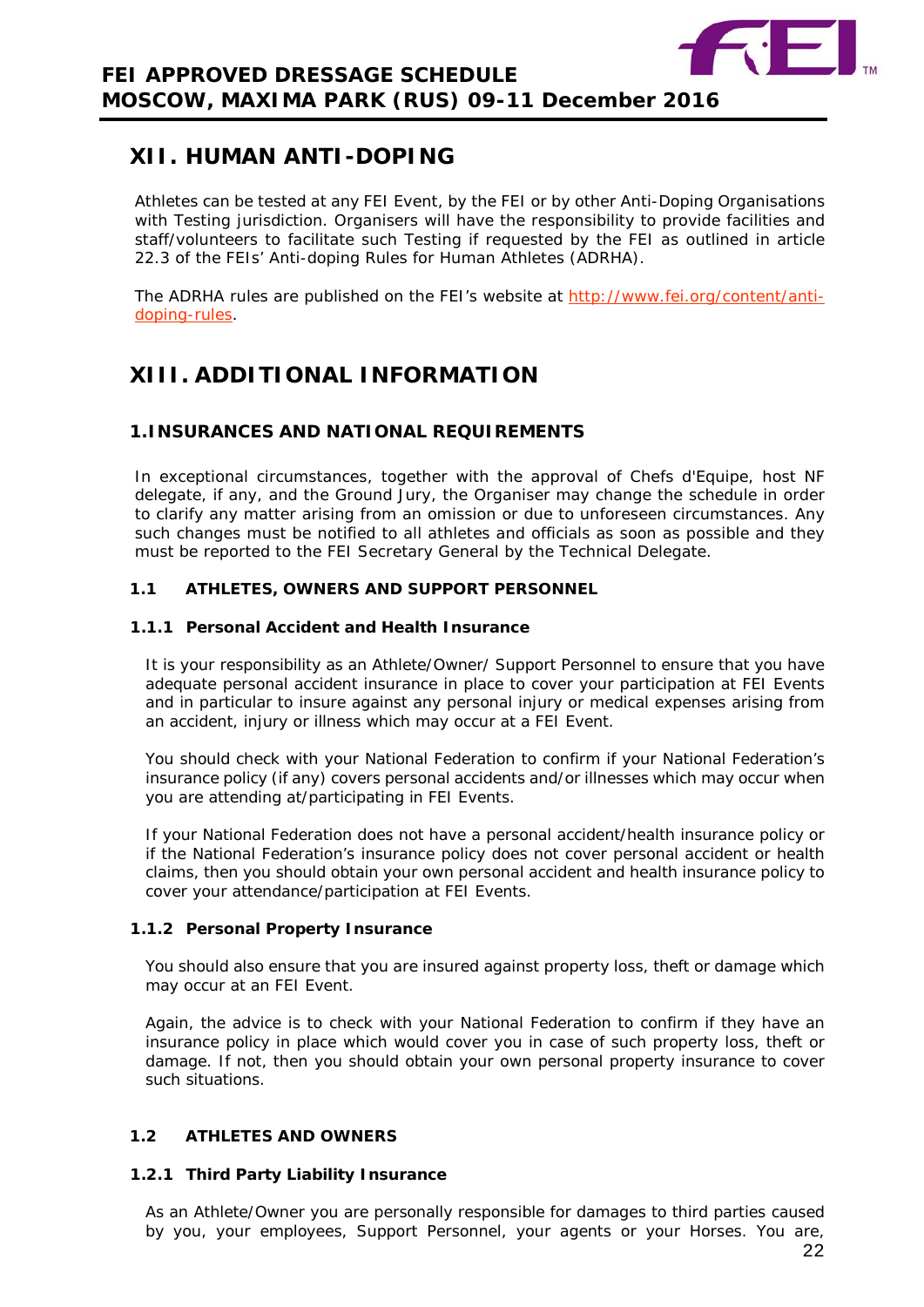# XII. HUMAN ANTI-DOPING

Athletes can be tested at any FEI Event, by the FEI or by other Anti-Doping Organisations with Testing jurisdiction. Organisers will have the responsibility to provide facilities and staff/volunteers to facilitate such Testing if requested by the FEI as outlined in article 22.3 of the FEIs' Anti-doping Rules for Human Athletes (ADRHA).

The ADRHA rules are published on the FEI's website at [http://www.fei.org/content/anti-doping-rules](http://www.fei.org/content/anti-doping-rules).

# XIII. ADDITIONAL INFORMATION

## 1. INSURANCES AND NATIONAL REQUIREMENTS

In exceptional circumstances, together with the approval of Chefs d'Equipe, host NF delegate, if any, and the Ground Jury, the Organiser may change the schedule in order to clarify any matter arising from an omission or due to unforeseen circumstances. Any such changes must be notified to all athletes and officials as soon as possible and they must be reported to the FEI Secretary General by the Technical Delegate.

### 1.1 ATHLETES, OWNERS AND SUPPORT PERSONNEL

#### 1.1.1 Personal Accident and Health Insurance

It is your responsibility as an Athlete/Owner/ Support Personnel to ensure that you have adequate personal accident insurance in place to cover your participation at FEI Events and in particular to insure against any personal injury or medical expenses arising from an accident, injury or illness which may occur at a FEI Event.

You should check with your National Federation to confirm if your National Federation's insurance policy (if any) covers personal accidents and/or illnesses which may occur when you are attending at/participating in FEI Events.

If your National Federation does not have a personal accident/health insurance policy or if the National Federation's insurance policy does not cover personal accident or health claims, then you should obtain your own personal accident and health insurance policy to cover your attendance/participation at FEI Events.

#### 1.1.2 Personal Property Insurance

You should also ensure that you are insured against property loss, theft or damage which may occur at an FEI Event.

Again, the advice is to check with your National Federation to confirm if they have an insurance policy in place which would cover you in case of such property loss, theft or damage. If not, then you should obtain your own personal property insurance to cover such situations.

### 1.2 ATHLETES AND OWNERS

#### 1.2.1 Third Party Liability Insurance

As an Athlete/Owner you are personally responsible for damages to third parties caused by you, your employees, Support Personnel, your agents or your Horses. You are,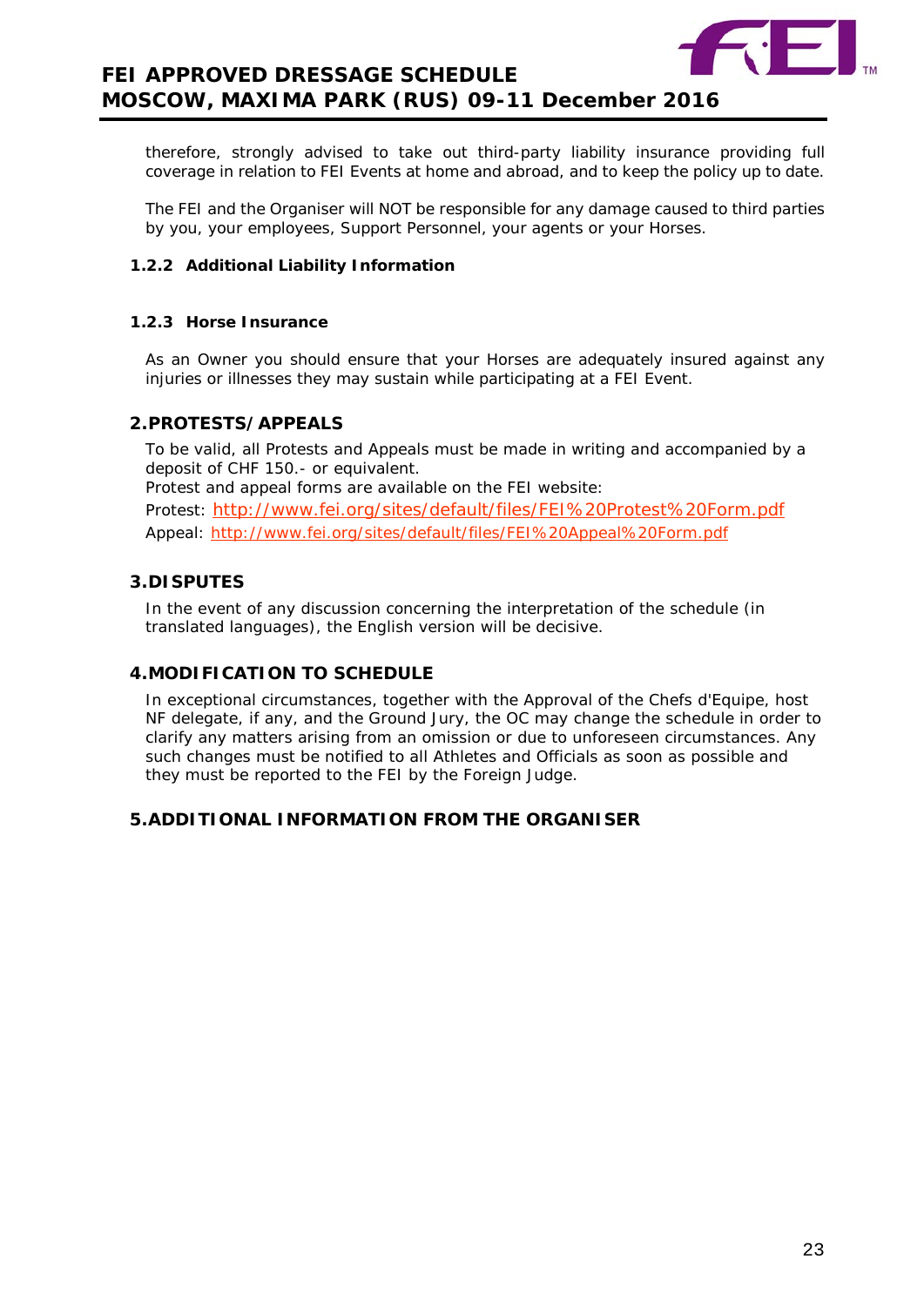therefore, strongly advised to take out third-party liability insurance providing full coverage in relation to FEI Events at home and abroad, and to keep the policy up to date.

The FEI and the Organiser will NOT be responsible for any damage caused to third parties by you, your employees, Support Personnel, your agents or your Horses.

### 1.2.2 Additional Liability Information

### 1.2.3 Horse Insurance

As an Owner you should ensure that your Horses are adequately insured against any injuries or illnesses they may sustain while participating at a FEI Event.

## 2. PROTESTS/APPEALS

To be valid, all Protests and Appeals must be made in writing and accompanied by a deposit of CHF 150.- or equivalent.

Protest and appeal forms are available on the FEI website:

Protest: http://www.fei.org/sites/default/files/FEI%20Protest%20Form.pdf

Appeal: http://www.fei.org/sites/default/files/FEI%20Appeal%20Form.pdf

## 3. DISPUTES

In the event of any discussion concerning the interpretation of the schedule (in translated languages), the English version will be decisive.

## 4. MODIFICATION TO SCHEDULE

In exceptional circumstances, together with the Approval of the Chefs d'Equipe, host NF delegate, if any, and the Ground Jury, the OC may change the schedule in order to clarify any matters arising from an omission or due to unforeseen circumstances. Any such changes must be notified to all Athletes and Officials as soon as possible and they must be reported to the FEI by the Foreign Judge.

## 5. ADDITIONAL INFORMATION FROM THE ORGANISER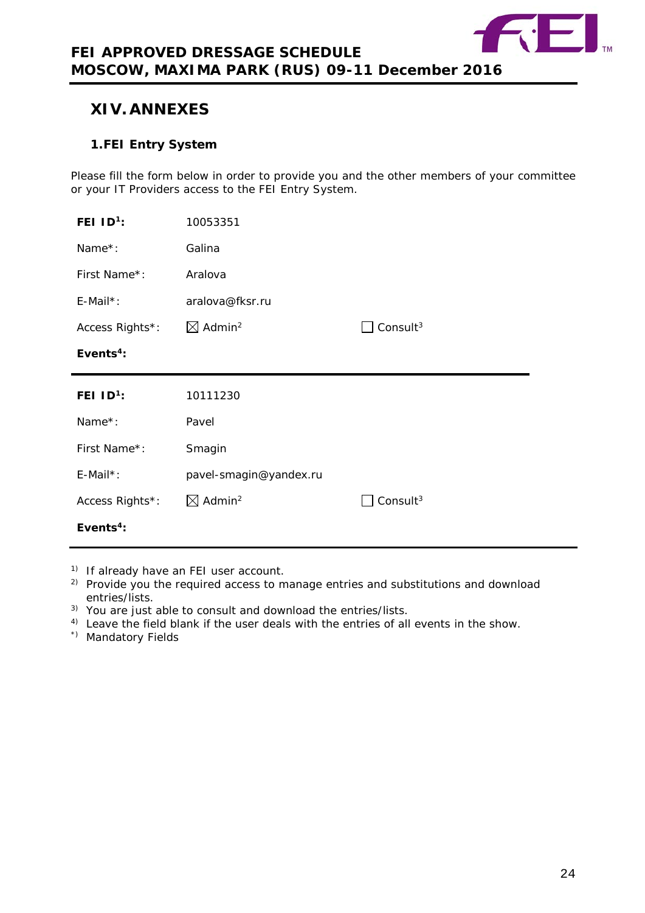## XIV. ANNEXES

### 1. FEI Entry System

Please fill the form below in order to provide you and the other members of your committee or your IT Providers access to the FEI Entry System.

| | | |
|---|---|---|
| **FEI ID[1]:** | 10053351 | |
| Name*: | Galina | |
| First Name*: | Aralova | |
| E-Mail*: | aralova@fksr.ru | |
| Access Rights*: | ☒ Admin[2] | ☐ Consult[3] |
| **Events[4]:** | | |

| | | |
|---|---|---|
| **FEI ID[1]:** | 10111230 | |
| Name*: | Pavel | |
| First Name*: | Smagin | |
| E-Mail*: | pavel-smagin@yandex.ru | |
| Access Rights*: | ☒ Admin[2] | ☐ Consult[3] |
| **Events[4]:** | | |

1) If already have an FEI user account.
2) Provide you the required access to manage entries and substitutions and download entries/lists.
3) You are just able to consult and download the entries/lists.
4) Leave the field blank if the user deals with the entries of all events in the show.
*) Mandatory Fields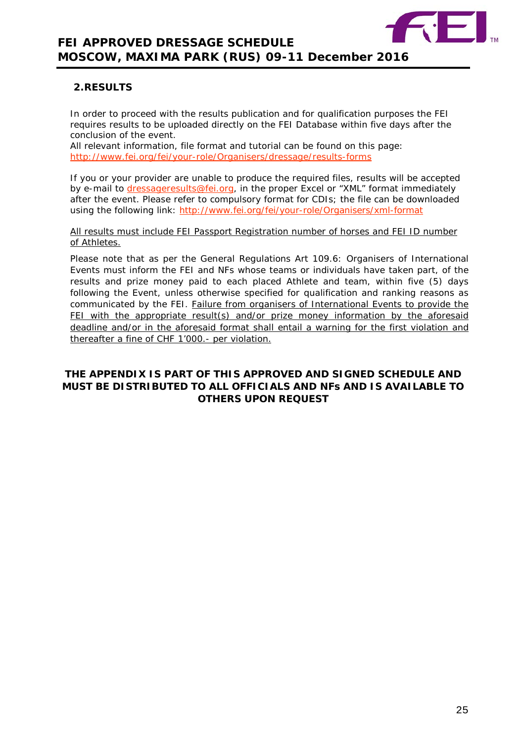## 2. RESULTS

In order to proceed with the results publication and for qualification purposes the FEI requires results to be uploaded directly on the FEI Database within five days after the conclusion of the event.
All relevant information, file format and tutorial can be found on this page:
http://www.fei.org/fei/your-role/Organisers/dressage/results-forms

If you or your provider are unable to produce the required files, results will be accepted by e-mail to dressageresults@fei.org, in the proper Excel or "XML" format immediately after the event. Please refer to compulsory format for CDIs; the file can be downloaded using the following link: http://www.fei.org/fei/your-role/Organisers/xml-format

All results must include FEI Passport Registration number of horses and FEI ID number of Athletes.

Please note that as per the General Regulations Art 109.6: Organisers of International Events must inform the FEI and NFs whose teams or individuals have taken part, of the results and prize money paid to each placed Athlete and team, within five (5) days following the Event, unless otherwise specified for qualification and ranking reasons as communicated by the FEI. Failure from organisers of International Events to provide the FEI with the appropriate result(s) and/or prize money information by the aforesaid deadline and/or in the aforesaid format shall entail a warning for the first violation and thereafter a fine of CHF 1'000.- per violation.

**THE APPENDIX IS PART OF THIS APPROVED AND SIGNED SCHEDULE AND MUST BE DISTRIBUTED TO ALL OFFICIALS AND NFs AND IS AVAILABLE TO OTHERS UPON REQUEST**